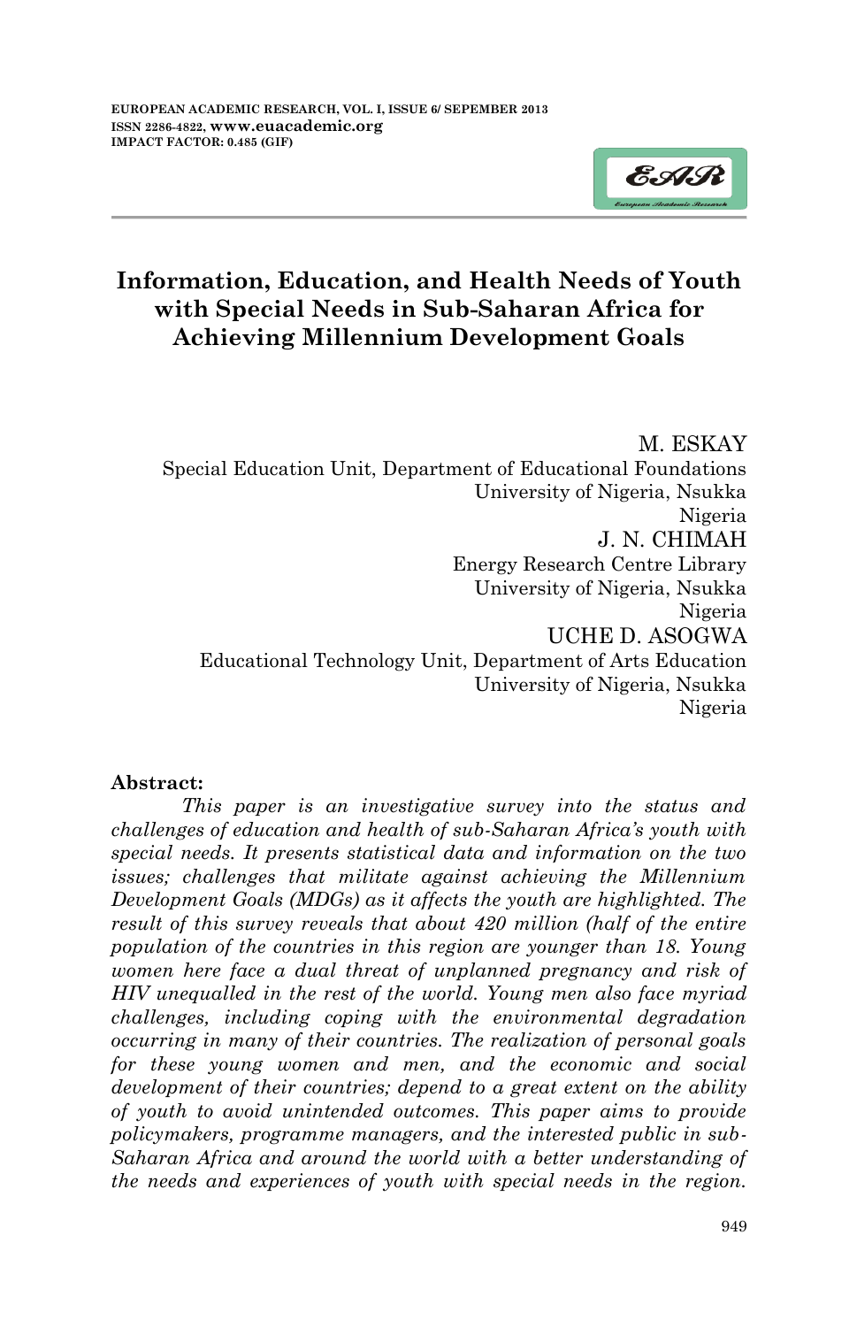# Information, Education, and Health Needs of Youth with Special Needs in Sub-Saharan Africa for Achieving Millennium Development Goals

M. ESKAY
Special Education Unit, Department of Educational Foundations
University of Nigeria, Nsukka
Nigeria

J. N. CHIMAH
Energy Research Centre Library
University of Nigeria, Nsukka
Nigeria

UCHE D. ASOGWA
Educational Technology Unit, Department of Arts Education
University of Nigeria, Nsukka
Nigeria

**Abstract:**

*This paper is an investigative survey into the status and challenges of education and health of sub-Saharan Africa's youth with special needs. It presents statistical data and information on the two issues; challenges that militate against achieving the Millennium Development Goals (MDGs) as it affects the youth are highlighted. The result of this survey reveals that about 420 million (half of the entire population of the countries in this region are younger than 18. Young women here face a dual threat of unplanned pregnancy and risk of HIV unequalled in the rest of the world. Young men also face myriad challenges, including coping with the environmental degradation occurring in many of their countries. The realization of personal goals for these young women and men, and the economic and social development of their countries; depend to a great extent on the ability of youth to avoid unintended outcomes. This paper aims to provide policymakers, programme managers, and the interested public in sub-Saharan Africa and around the world with a better understanding of the needs and experiences of youth with special needs in the region.*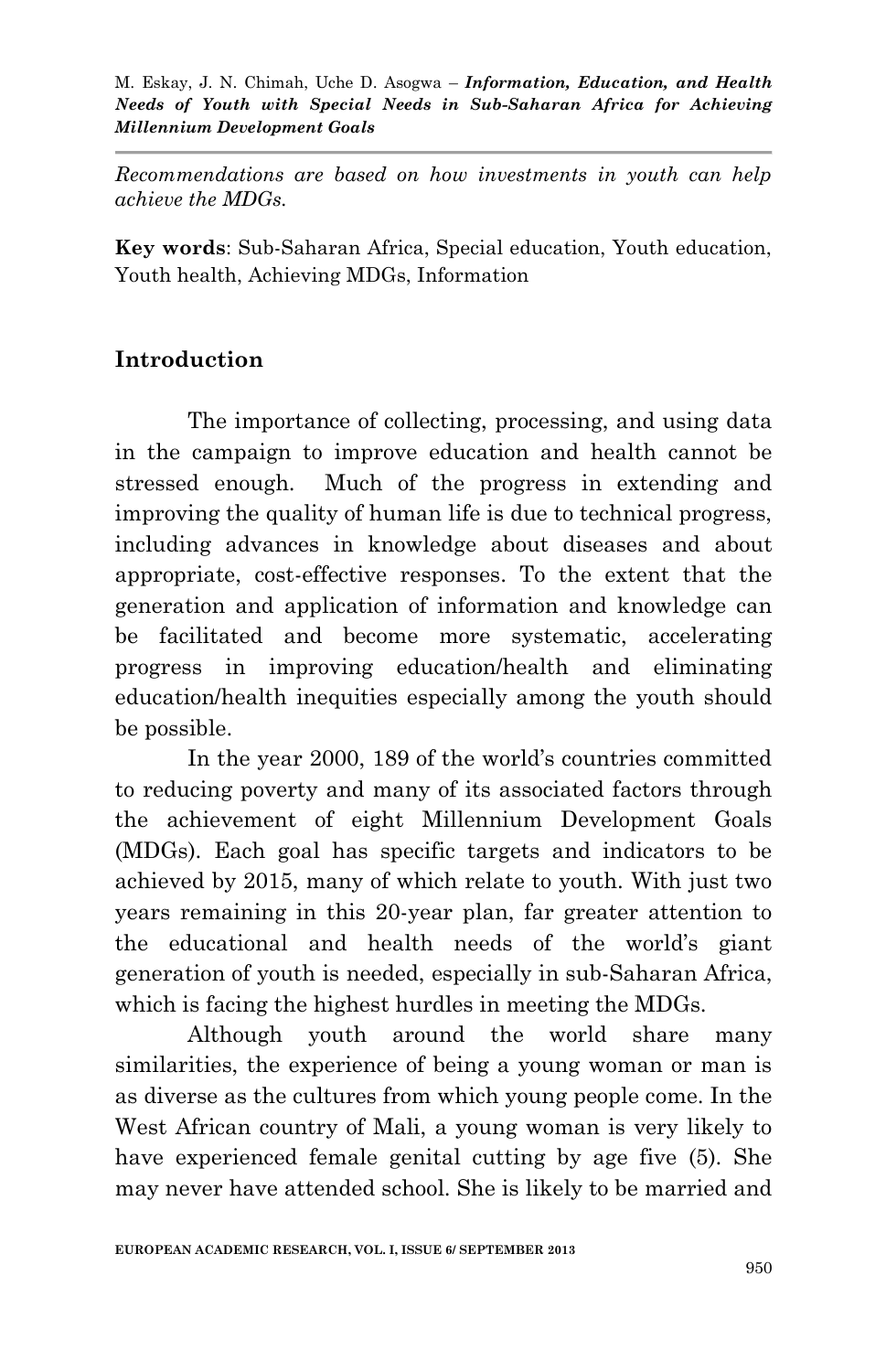*Recommendations are based on how investments in youth can help achieve the MDGs.*

**Key words**: Sub-Saharan Africa, Special education, Youth education, Youth health, Achieving MDGs, Information

## Introduction

The importance of collecting, processing, and using data in the campaign to improve education and health cannot be stressed enough. Much of the progress in extending and improving the quality of human life is due to technical progress, including advances in knowledge about diseases and about appropriate, cost-effective responses. To the extent that the generation and application of information and knowledge can be facilitated and become more systematic, accelerating progress in improving education/health and eliminating education/health inequities especially among the youth should be possible.

In the year 2000, 189 of the world's countries committed to reducing poverty and many of its associated factors through the achievement of eight Millennium Development Goals (MDGs). Each goal has specific targets and indicators to be achieved by 2015, many of which relate to youth. With just two years remaining in this 20-year plan, far greater attention to the educational and health needs of the world's giant generation of youth is needed, especially in sub-Saharan Africa, which is facing the highest hurdles in meeting the MDGs.

Although youth around the world share many similarities, the experience of being a young woman or man is as diverse as the cultures from which young people come. In the West African country of Mali, a young woman is very likely to have experienced female genital cutting by age five (5). She may never have attended school. She is likely to be married and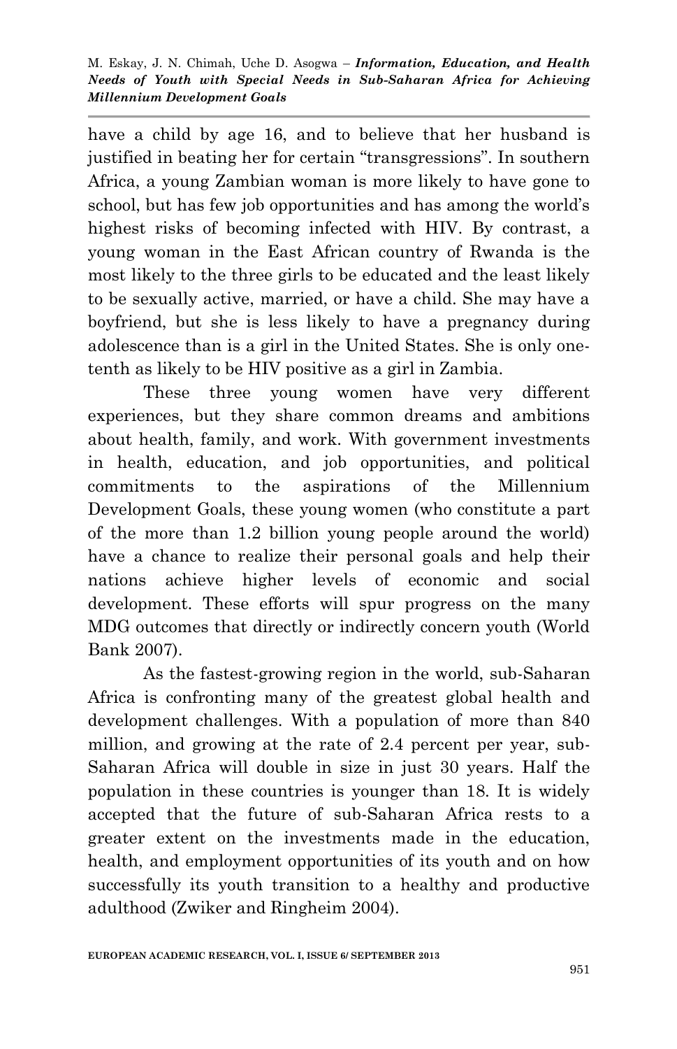have a child by age 16, and to believe that her husband is justified in beating her for certain “transgressions”. In southern Africa, a young Zambian woman is more likely to have gone to school, but has few job opportunities and has among the world’s highest risks of becoming infected with HIV. By contrast, a young woman in the East African country of Rwanda is the most likely to the three girls to be educated and the least likely to be sexually active, married, or have a child. She may have a boyfriend, but she is less likely to have a pregnancy during adolescence than is a girl in the United States. She is only one-tenth as likely to be HIV positive as a girl in Zambia.

These three young women have very different experiences, but they share common dreams and ambitions about health, family, and work. With government investments in health, education, and job opportunities, and political commitments to the aspirations of the Millennium Development Goals, these young women (who constitute a part of the more than 1.2 billion young people around the world) have a chance to realize their personal goals and help their nations achieve higher levels of economic and social development. These efforts will spur progress on the many MDG outcomes that directly or indirectly concern youth (World Bank 2007).

As the fastest-growing region in the world, sub-Saharan Africa is confronting many of the greatest global health and development challenges. With a population of more than 840 million, and growing at the rate of 2.4 percent per year, sub-Saharan Africa will double in size in just 30 years. Half the population in these countries is younger than 18. It is widely accepted that the future of sub-Saharan Africa rests to a greater extent on the investments made in the education, health, and employment opportunities of its youth and on how successfully its youth transition to a healthy and productive adulthood (Zwiker and Ringheim 2004).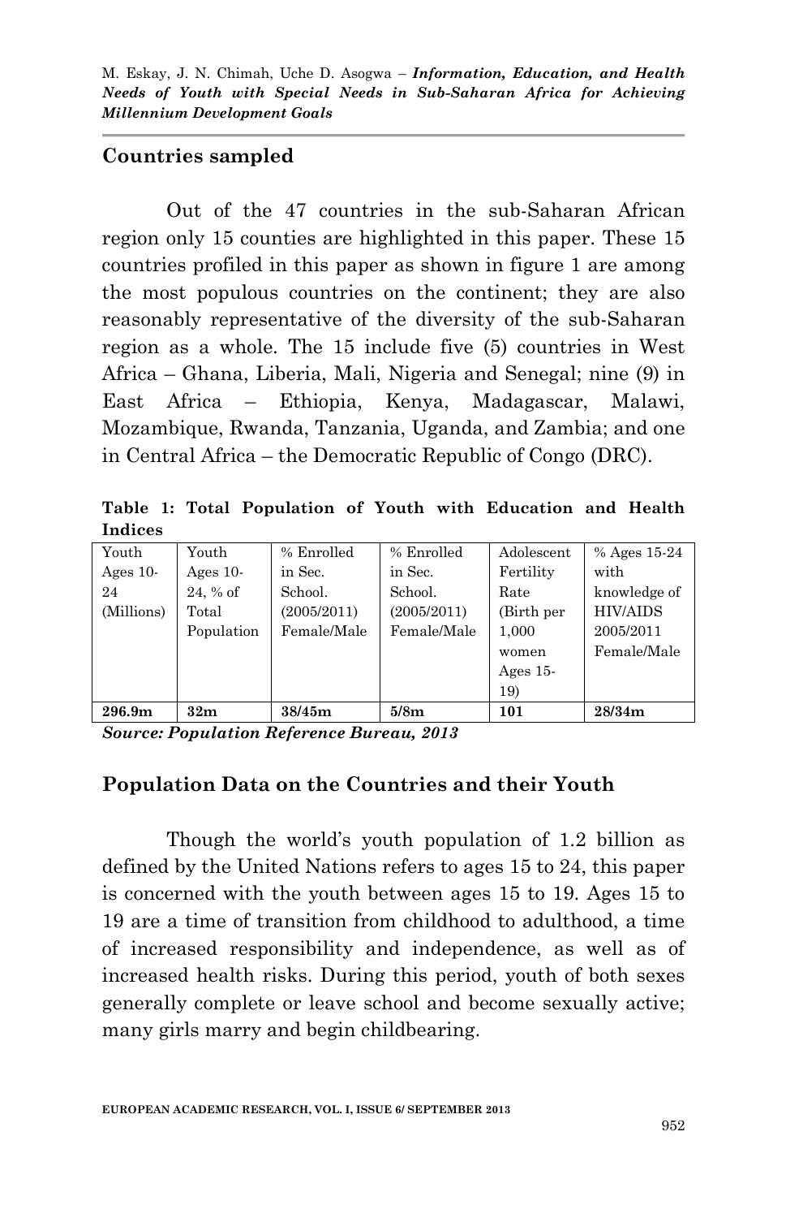## Countries sampled

Out of the 47 countries in the sub-Saharan African region only 15 counties are highlighted in this paper. These 15 countries profiled in this paper as shown in figure 1 are among the most populous countries on the continent; they are also reasonably representative of the diversity of the sub-Saharan region as a whole. The 15 include five (5) countries in West Africa – Ghana, Liberia, Mali, Nigeria and Senegal; nine (9) in East Africa – Ethiopia, Kenya, Madagascar, Malawi, Mozambique, Rwanda, Tanzania, Uganda, and Zambia; and one in Central Africa – the Democratic Republic of Congo (DRC).

**Table 1: Total Population of Youth with Education and Health Indices**

| Youth Ages 10-24 (Millions) | Youth Ages 10-24, % of Total Population | % Enrolled in Sec. School. (2005/2011) Female/Male | % Enrolled in Sec. School. (2005/2011) Female/Male | Adolescent Fertility Rate (Birth per 1,000 women Ages 15-19) | % Ages 15-24 with knowledge of HIV/AIDS 2005/2011 Female/Male |
|---|---|---|---|---|---|
| **296.9m** | **32m** | **38/45m** | **5/8m** | **101** | **28/34m** |

***Source: Population Reference Bureau, 2013***

## Population Data on the Countries and their Youth

Though the world's youth population of 1.2 billion as defined by the United Nations refers to ages 15 to 24, this paper is concerned with the youth between ages 15 to 19. Ages 15 to 19 are a time of transition from childhood to adulthood, a time of increased responsibility and independence, as well as of increased health risks. During this period, youth of both sexes generally complete or leave school and become sexually active; many girls marry and begin childbearing.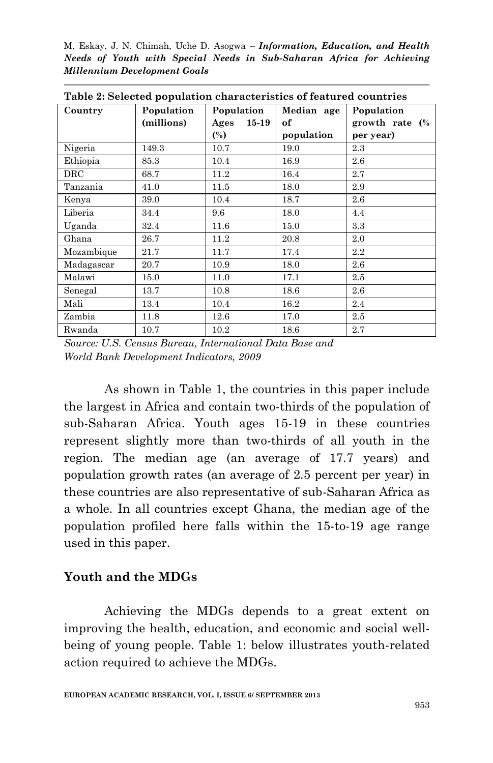**Table 2: Selected population characteristics of featured countries**

| Country | Population (millions) | Population Ages 15-19 (%) | Median age of population | Population growth rate (% per year) |
|---|---|---|---|---|
| Nigeria | 149.3 | 10.7 | 19.0 | 2.3 |
| Ethiopia | 85.3 | 10.4 | 16.9 | 2.6 |
| DRC | 68.7 | 11.2 | 16.4 | 2.7 |
| Tanzania | 41.0 | 11.5 | 18.0 | 2.9 |
| Kenya | 39.0 | 10.4 | 18.7 | 2.6 |
| Liberia | 34.4 | 9.6 | 18.0 | 4.4 |
| Uganda | 32.4 | 11.6 | 15.0 | 3.3 |
| Ghana | 26.7 | 11.2 | 20.8 | 2.0 |
| Mozambique | 21.7 | 11.7 | 17.4 | 2.2 |
| Madagascar | 20.7 | 10.9 | 18.0 | 2.6 |
| Malawi | 15.0 | 11.0 | 17.1 | 2.5 |
| Senegal | 13.7 | 10.8 | 18.6 | 2.6 |
| Mali | 13.4 | 10.4 | 16.2 | 2.4 |
| Zambia | 11.8 | 12.6 | 17.0 | 2.5 |
| Rwanda | 10.7 | 10.2 | 18.6 | 2.7 |

*Source: U.S. Census Bureau, International Data Base and World Bank Development Indicators, 2009*

As shown in Table 1, the countries in this paper include the largest in Africa and contain two-thirds of the population of sub-Saharan Africa. Youth ages 15-19 in these countries represent slightly more than two-thirds of all youth in the region. The median age (an average of 17.7 years) and population growth rates (an average of 2.5 percent per year) in these countries are also representative of sub-Saharan Africa as a whole. In all countries except Ghana, the median age of the population profiled here falls within the 15-to-19 age range used in this paper.

## Youth and the MDGs

Achieving the MDGs depends to a great extent on improving the health, education, and economic and social well-being of young people. Table 1: below illustrates youth-related action required to achieve the MDGs.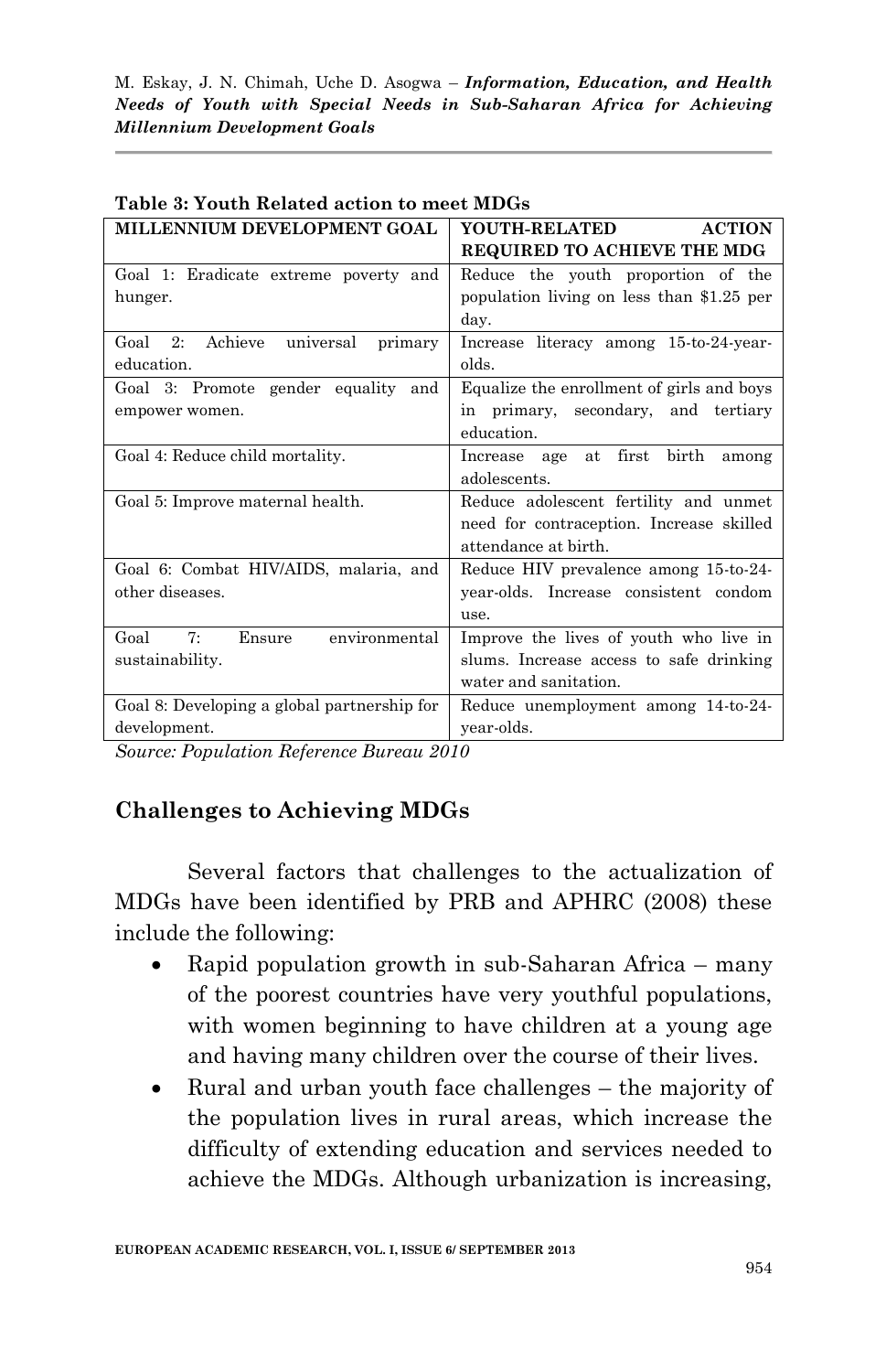**Table 3: Youth Related action to meet MDGs**

| MILLENNIUM DEVELOPMENT GOAL | YOUTH-RELATED ACTION REQUIRED TO ACHIEVE THE MDG |
|---|---|
| Goal 1: Eradicate extreme poverty and hunger. | Reduce the youth proportion of the population living on less than $1.25 per day. |
| Goal 2: Achieve universal primary education. | Increase literacy among 15-to-24-year-olds. |
| Goal 3: Promote gender equality and empower women. | Equalize the enrollment of girls and boys in primary, secondary, and tertiary education. |
| Goal 4: Reduce child mortality. | Increase age at first birth among adolescents. |
| Goal 5: Improve maternal health. | Reduce adolescent fertility and unmet need for contraception. Increase skilled attendance at birth. |
| Goal 6: Combat HIV/AIDS, malaria, and other diseases. | Reduce HIV prevalence among 15-to-24-year-olds. Increase consistent condom use. |
| Goal 7: Ensure environmental sustainability. | Improve the lives of youth who live in slums. Increase access to safe drinking water and sanitation. |
| Goal 8: Developing a global partnership for development. | Reduce unemployment among 14-to-24-year-olds. |

*Source: Population Reference Bureau 2010*

## Challenges to Achieving MDGs

Several factors that challenges to the actualization of MDGs have been identified by PRB and APHRC (2008) these include the following:

- Rapid population growth in sub-Saharan Africa – many of the poorest countries have very youthful populations, with women beginning to have children at a young age and having many children over the course of their lives.
- Rural and urban youth face challenges – the majority of the population lives in rural areas, which increase the difficulty of extending education and services needed to achieve the MDGs. Although urbanization is increasing,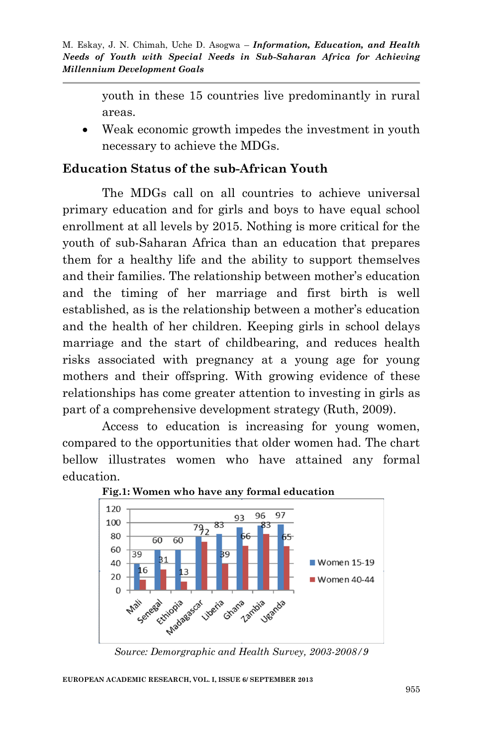youth in these 15 countries live predominantly in rural areas.

- Weak economic growth impedes the investment in youth necessary to achieve the MDGs.

## Education Status of the sub-African Youth

The MDGs call on all countries to achieve universal primary education and for girls and boys to have equal school enrollment at all levels by 2015. Nothing is more critical for the youth of sub-Saharan Africa than an education that prepares them for a healthy life and the ability to support themselves and their families. The relationship between mother's education and the timing of her marriage and first birth is well established, as is the relationship between a mother's education and the health of her children. Keeping girls in school delays marriage and the start of childbearing, and reduces health risks associated with pregnancy at a young age for young mothers and their offspring. With growing evidence of these relationships has come greater attention to investing in girls as part of a comprehensive development strategy (Ruth, 2009).

Access to education is increasing for young women, compared to the opportunities that older women had. The chart bellow illustrates women who have attained any formal education.

**Fig.1: Women who have any formal education**

| Country | Women 15-19 | Women 40-44 |
|---|---|---|
| Mali | 39 | 16 |
| Senegal | 60 | 31 |
| Ethiopia | 60 | 13 |
| Madagascar | 79 | 72 |
| Liberia | 83 | 39 |
| Ghana | 93 | 66 |
| Zambia | 96 | 83 |
| Uganda | 97 | 65 |

*Source: Demorgraphic and Health Survey, 2003-2008/9*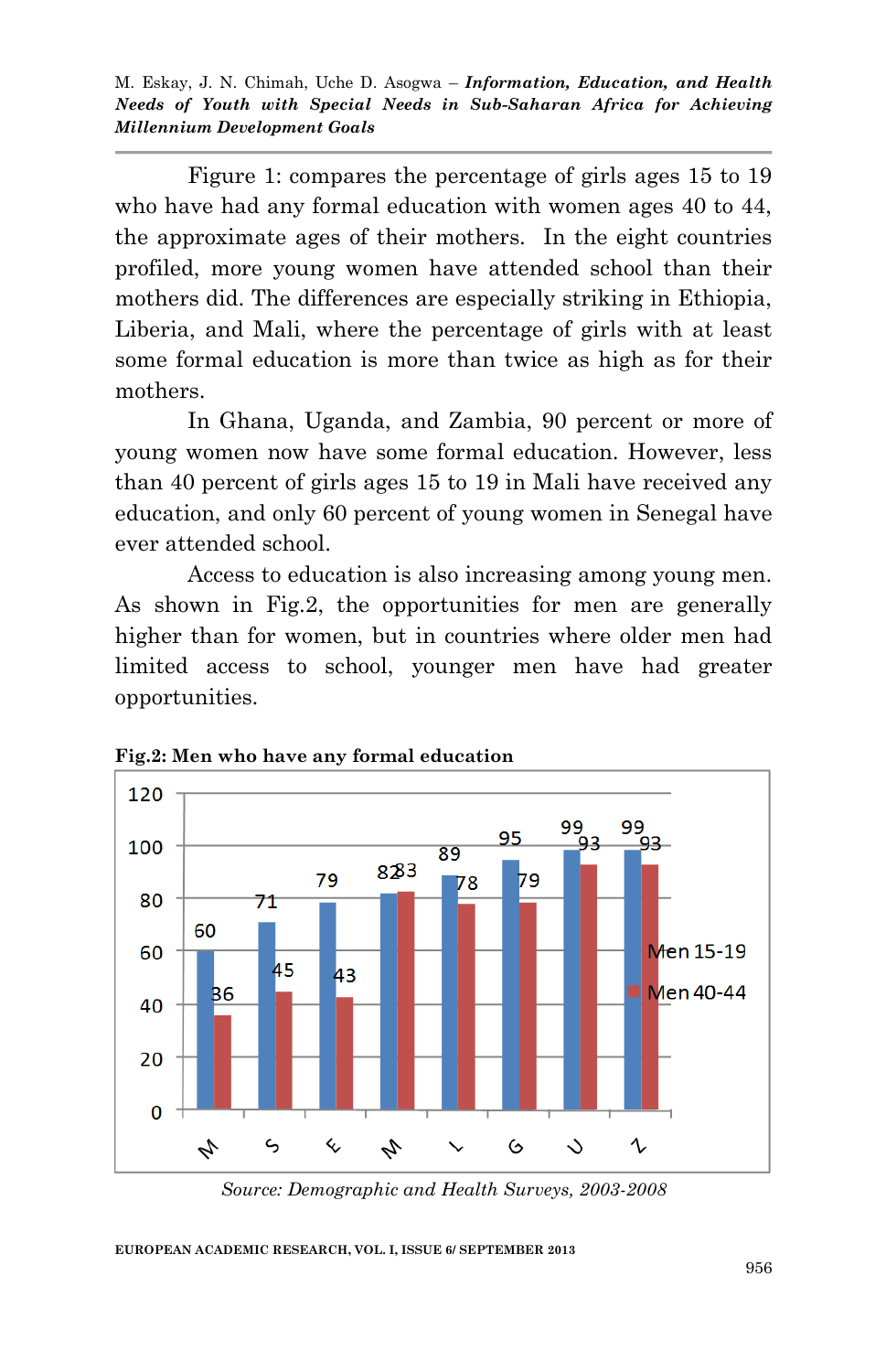Figure 1: compares the percentage of girls ages 15 to 19 who have had any formal education with women ages 40 to 44, the approximate ages of their mothers. In the eight countries profiled, more young women have attended school than their mothers did. The differences are especially striking in Ethiopia, Liberia, and Mali, where the percentage of girls with at least some formal education is more than twice as high as for their mothers.

In Ghana, Uganda, and Zambia, 90 percent or more of young women now have some formal education. However, less than 40 percent of girls ages 15 to 19 in Mali have received any education, and only 60 percent of young women in Senegal have ever attended school.

Access to education is also increasing among young men. As shown in Fig.2, the opportunities for men are generally higher than for women, but in countries where older men had limited access to school, younger men have had greater opportunities.

**Fig.2: Men who have any formal education**

| | M | S | E | M | L | G | U | Z |
|---|---|---|---|---|---|---|---|---|
| Men 15-19 | 60 | 71 | 79 | 82 | 89 | 95 | 99 | 99 |
| Men 40-44 | 36 | 45 | 43 | 83 | 78 | 79 | 93 | 93 |

*Source: Demographic and Health Surveys, 2003-2008*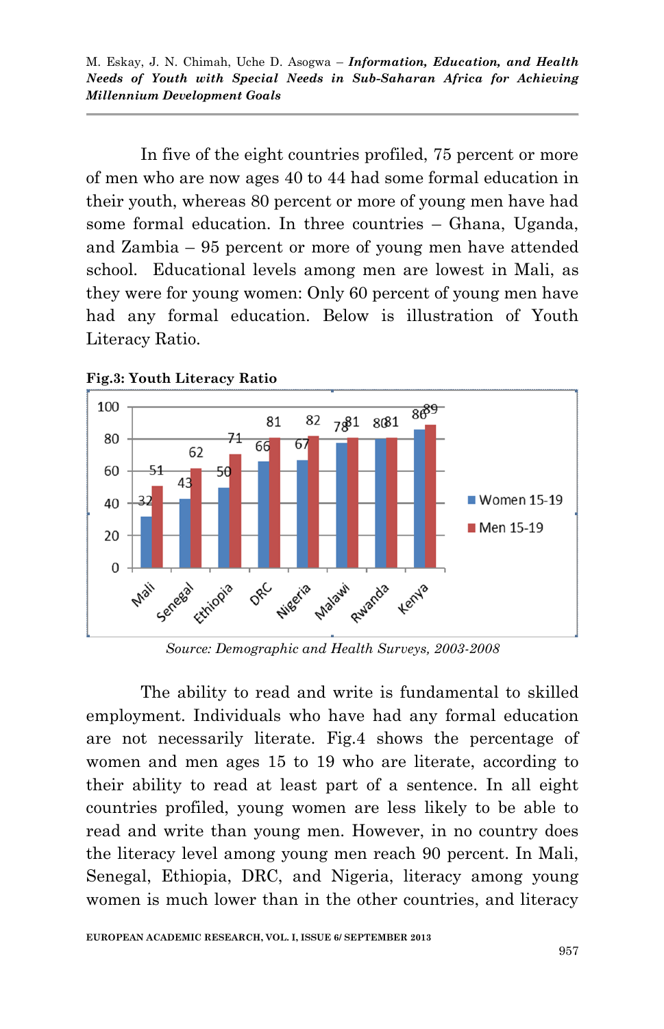In five of the eight countries profiled, 75 percent or more of men who are now ages 40 to 44 had some formal education in their youth, whereas 80 percent or more of young men have had some formal education. In three countries – Ghana, Uganda, and Zambia – 95 percent or more of young men have attended school. Educational levels among men are lowest in Mali, as they were for young women: Only 60 percent of young men have had any formal education. Below is illustration of Youth Literacy Ratio.

**Fig.3: Youth Literacy Ratio**

| Country | Women 15-19 | Men 15-19 |
|---|---|---|
| Mali | 32 | 51 |
| Senegal | 43 | 62 |
| Ethiopia | 50 | 71 |
| DRC | 66 | 81 |
| Nigeria | 67 | 82 |
| Malawi | 78 | 81 |
| Rwanda | 80 | 81 |
| Kenya | 86 | 89 |

*Source: Demographic and Health Surveys, 2003-2008*

The ability to read and write is fundamental to skilled employment. Individuals who have had any formal education are not necessarily literate. Fig.4 shows the percentage of women and men ages 15 to 19 who are literate, according to their ability to read at least part of a sentence. In all eight countries profiled, young women are less likely to be able to read and write than young men. However, in no country does the literacy level among young men reach 90 percent. In Mali, Senegal, Ethiopia, DRC, and Nigeria, literacy among young women is much lower than in the other countries, and literacy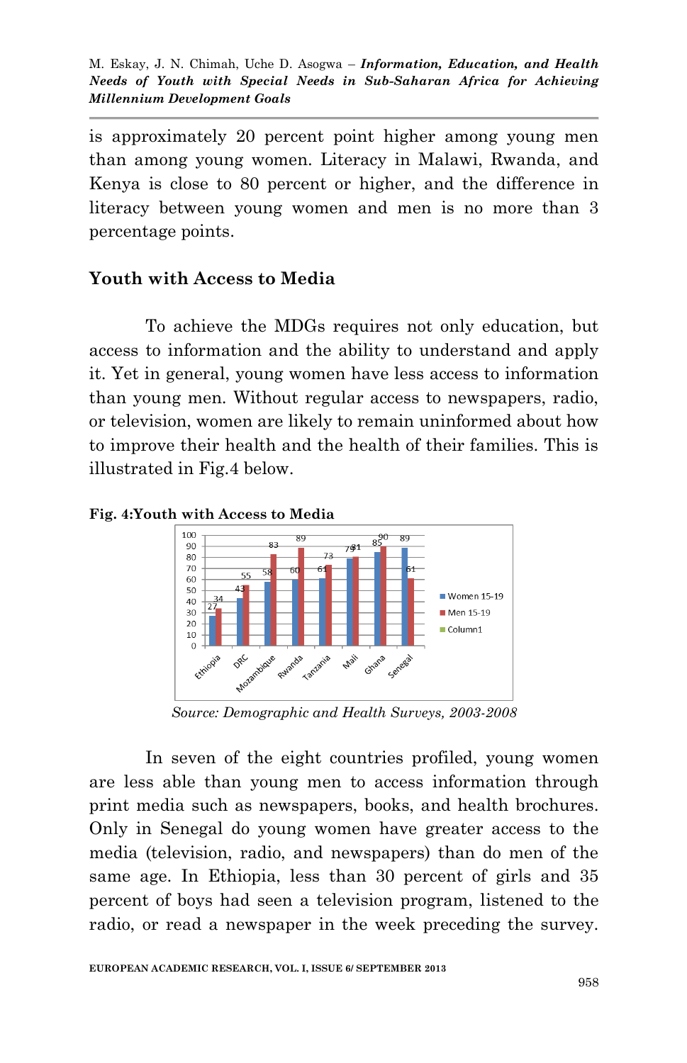is approximately 20 percent point higher among young men than among young women. Literacy in Malawi, Rwanda, and Kenya is close to 80 percent or higher, and the difference in literacy between young women and men is no more than 3 percentage points.

## Youth with Access to Media

To achieve the MDGs requires not only education, but access to information and the ability to understand and apply it. Yet in general, young women have less access to information than young men. Without regular access to newspapers, radio, or television, women are likely to remain uninformed about how to improve their health and the health of their families. This is illustrated in Fig.4 below.

**Fig. 4:Youth with Access to Media**

| Country | Women 15-19 | Men 15-19 |
|---|---|---|
| Ethiopia | 27 | 34 |
| DRC | 43 | 55 |
| Mozambique | 58 | 83 |
| Rwanda | 60 | 89 |
| Tanzania | 61 | 73 |
| Mali | 79 | 81 |
| Ghana | 85 | 90 |
| Senegal | 89 | 61 |

*Source: Demographic and Health Surveys, 2003-2008*

In seven of the eight countries profiled, young women are less able than young men to access information through print media such as newspapers, books, and health brochures. Only in Senegal do young women have greater access to the media (television, radio, and newspapers) than do men of the same age. In Ethiopia, less than 30 percent of girls and 35 percent of boys had seen a television program, listened to the radio, or read a newspaper in the week preceding the survey.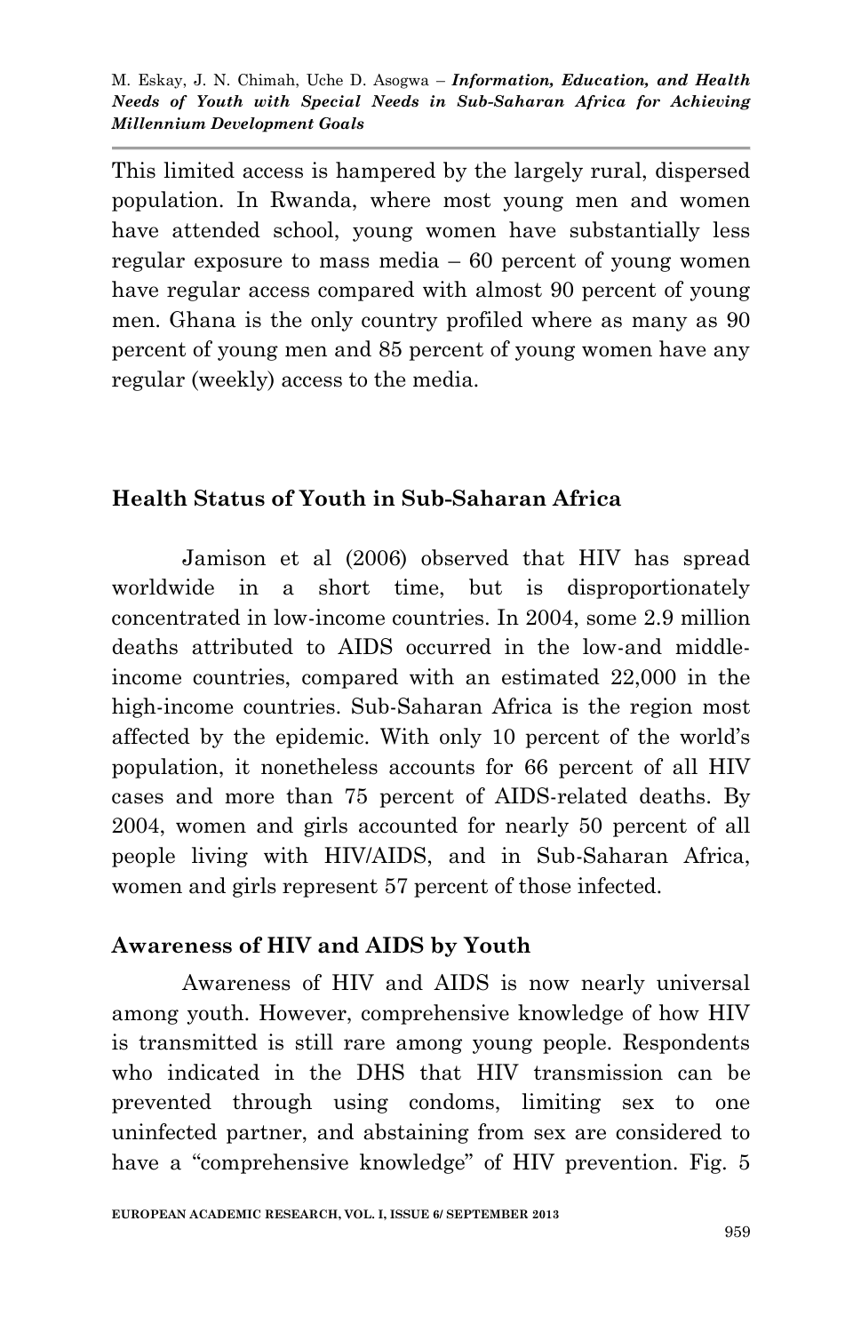This limited access is hampered by the largely rural, dispersed population. In Rwanda, where most young men and women have attended school, young women have substantially less regular exposure to mass media – 60 percent of young women have regular access compared with almost 90 percent of young men. Ghana is the only country profiled where as many as 90 percent of young men and 85 percent of young women have any regular (weekly) access to the media.

## Health Status of Youth in Sub-Saharan Africa

Jamison et al (2006) observed that HIV has spread worldwide in a short time, but is disproportionately concentrated in low-income countries. In 2004, some 2.9 million deaths attributed to AIDS occurred in the low-and middle-income countries, compared with an estimated 22,000 in the high-income countries. Sub-Saharan Africa is the region most affected by the epidemic. With only 10 percent of the world's population, it nonetheless accounts for 66 percent of all HIV cases and more than 75 percent of AIDS-related deaths. By 2004, women and girls accounted for nearly 50 percent of all people living with HIV/AIDS, and in Sub-Saharan Africa, women and girls represent 57 percent of those infected.

## Awareness of HIV and AIDS by Youth

Awareness of HIV and AIDS is now nearly universal among youth. However, comprehensive knowledge of how HIV is transmitted is still rare among young people. Respondents who indicated in the DHS that HIV transmission can be prevented through using condoms, limiting sex to one uninfected partner, and abstaining from sex are considered to have a "comprehensive knowledge" of HIV prevention. Fig. 5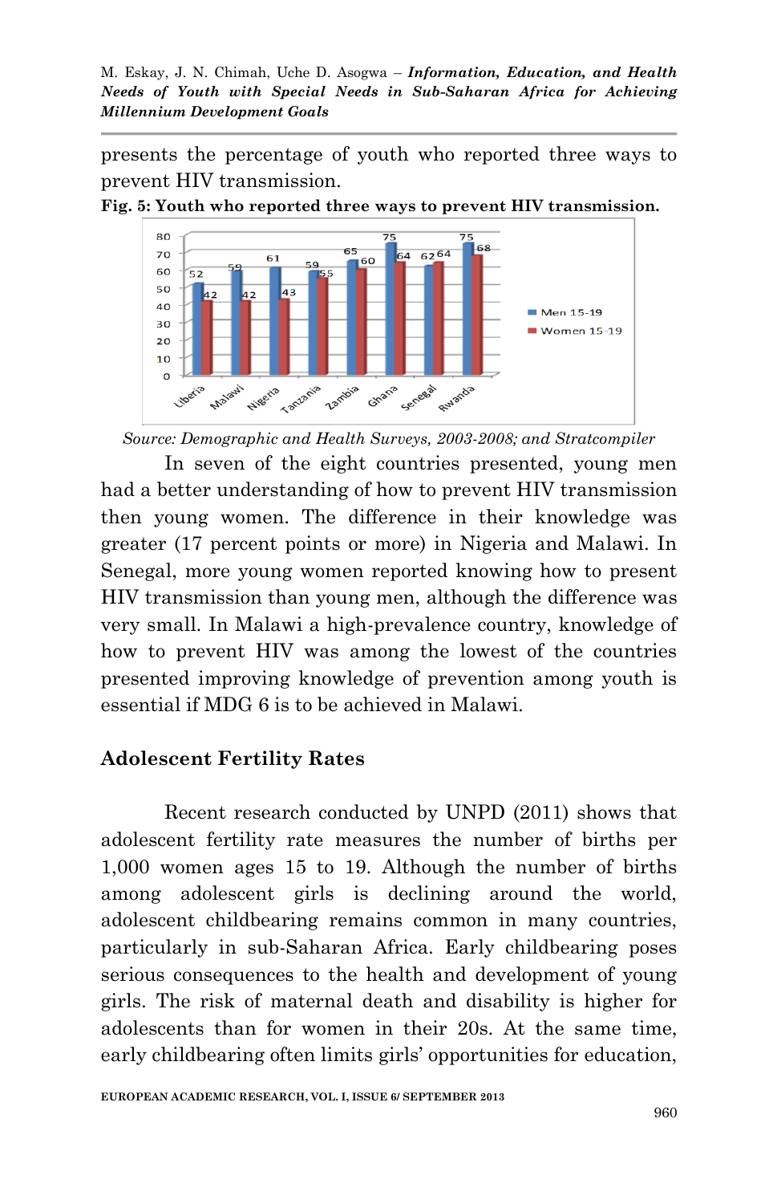presents the percentage of youth who reported three ways to prevent HIV transmission.

**Fig. 5: Youth who reported three ways to prevent HIV transmission.**

| Country | Men 15-19 | Women 15-19 |
|---|---|---|
| Liberia | 52 | 42 |
| Malawi | 59 | 42 |
| Nigeria | 61 | 43 |
| Tanzania | 59 | 55 |
| Zambia | 65 | 60 |
| Ghana | 75 | 64 |
| Senegal | 62 | 64 |
| Rwanda | 75 | 68 |

*Source: Demographic and Health Surveys, 2003-2008; and Stratcompiler*

In seven of the eight countries presented, young men had a better understanding of how to prevent HIV transmission then young women. The difference in their knowledge was greater (17 percent points or more) in Nigeria and Malawi. In Senegal, more young women reported knowing how to present HIV transmission than young men, although the difference was very small. In Malawi a high-prevalence country, knowledge of how to prevent HIV was among the lowest of the countries presented improving knowledge of prevention among youth is essential if MDG 6 is to be achieved in Malawi.

## Adolescent Fertility Rates

Recent research conducted by UNPD (2011) shows that adolescent fertility rate measures the number of births per 1,000 women ages 15 to 19. Although the number of births among adolescent girls is declining around the world, adolescent childbearing remains common in many countries, particularly in sub-Saharan Africa. Early childbearing poses serious consequences to the health and development of young girls. The risk of maternal death and disability is higher for adolescents than for women in their 20s. At the same time, early childbearing often limits girls' opportunities for education,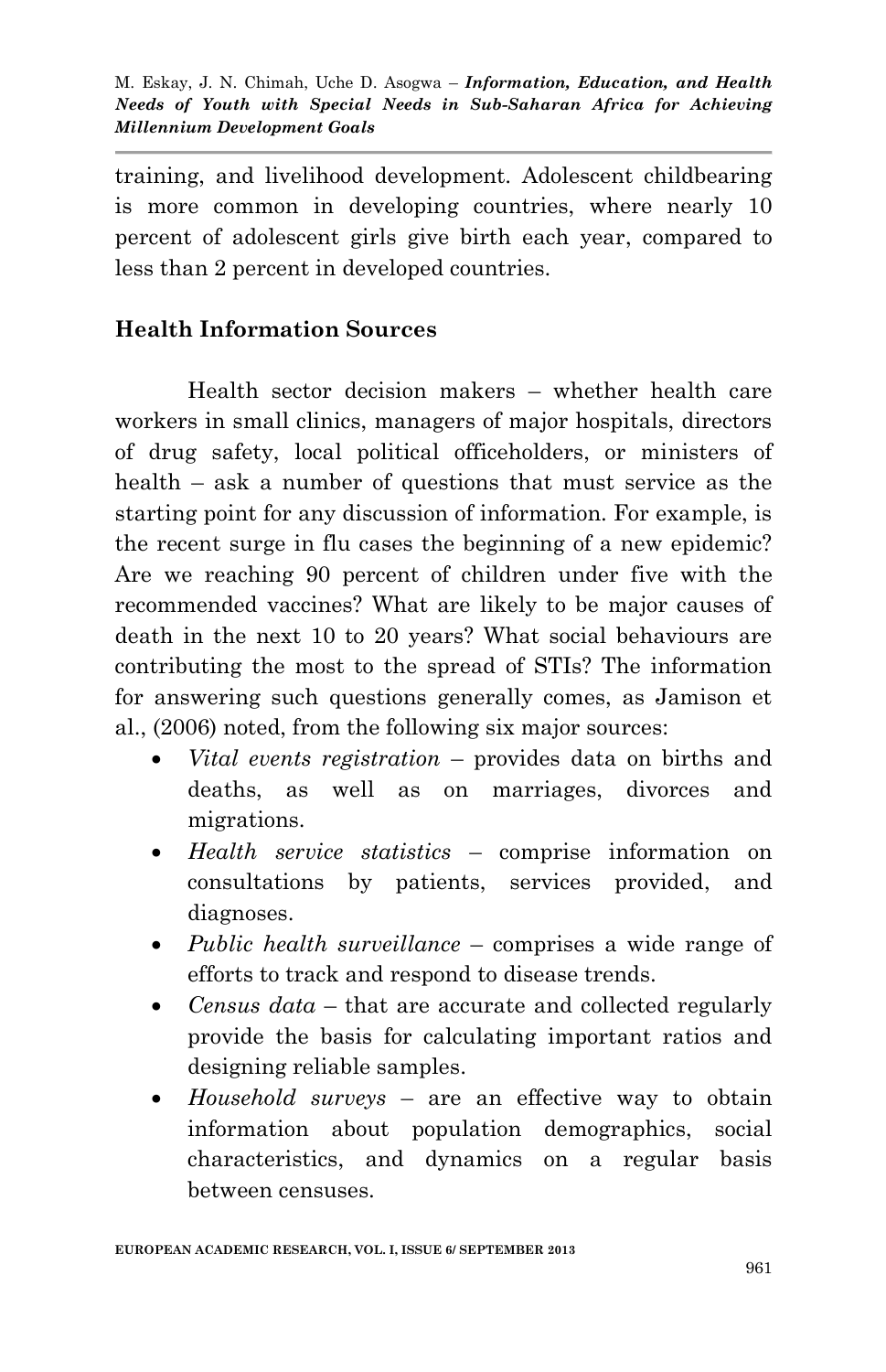training, and livelihood development. Adolescent childbearing is more common in developing countries, where nearly 10 percent of adolescent girls give birth each year, compared to less than 2 percent in developed countries.

## Health Information Sources

Health sector decision makers – whether health care workers in small clinics, managers of major hospitals, directors of drug safety, local political officeholders, or ministers of health – ask a number of questions that must service as the starting point for any discussion of information. For example, is the recent surge in flu cases the beginning of a new epidemic? Are we reaching 90 percent of children under five with the recommended vaccines? What are likely to be major causes of death in the next 10 to 20 years? What social behaviours are contributing the most to the spread of STIs? The information for answering such questions generally comes, as Jamison et al., (2006) noted, from the following six major sources:

- *Vital events registration* – provides data on births and deaths, as well as on marriages, divorces and migrations.
- *Health service statistics* – comprise information on consultations by patients, services provided, and diagnoses.
- *Public health surveillance* – comprises a wide range of efforts to track and respond to disease trends.
- *Census data* – that are accurate and collected regularly provide the basis for calculating important ratios and designing reliable samples.
- *Household surveys* – are an effective way to obtain information about population demographics, social characteristics, and dynamics on a regular basis between censuses.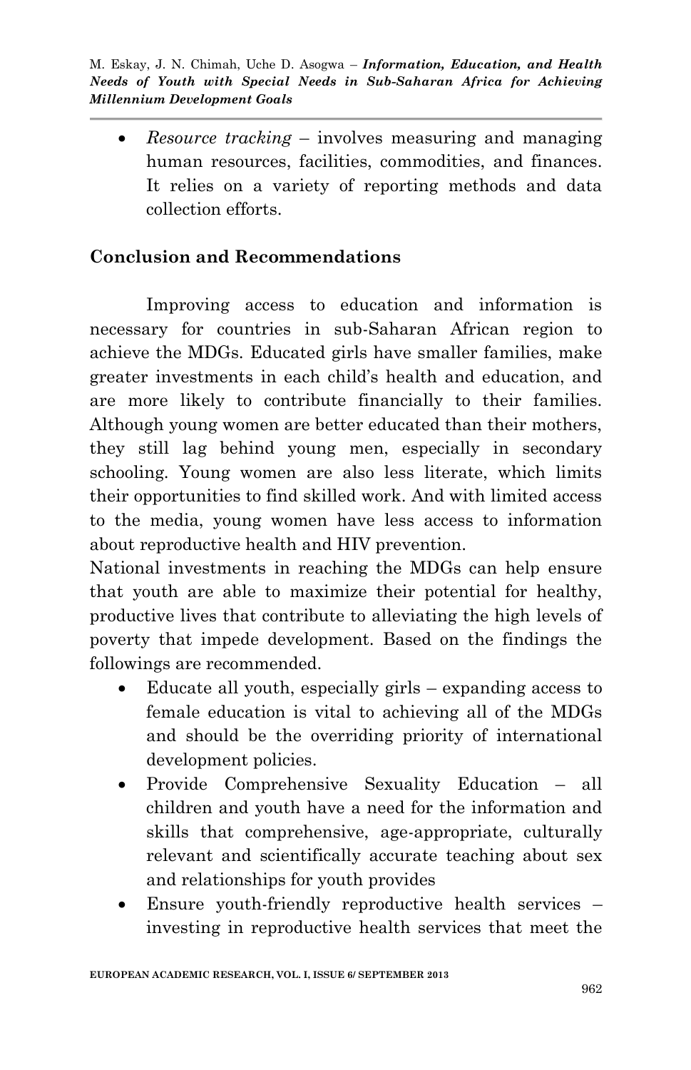- *Resource tracking* – involves measuring and managing human resources, facilities, commodities, and finances. It relies on a variety of reporting methods and data collection efforts.

## Conclusion and Recommendations

Improving access to education and information is necessary for countries in sub-Saharan African region to achieve the MDGs. Educated girls have smaller families, make greater investments in each child's health and education, and are more likely to contribute financially to their families. Although young women are better educated than their mothers, they still lag behind young men, especially in secondary schooling. Young women are also less literate, which limits their opportunities to find skilled work. And with limited access to the media, young women have less access to information about reproductive health and HIV prevention.

National investments in reaching the MDGs can help ensure that youth are able to maximize their potential for healthy, productive lives that contribute to alleviating the high levels of poverty that impede development. Based on the findings the followings are recommended.

- Educate all youth, especially girls – expanding access to female education is vital to achieving all of the MDGs and should be the overriding priority of international development policies.
- Provide Comprehensive Sexuality Education – all children and youth have a need for the information and skills that comprehensive, age-appropriate, culturally relevant and scientifically accurate teaching about sex and relationships for youth provides
- Ensure youth-friendly reproductive health services – investing in reproductive health services that meet the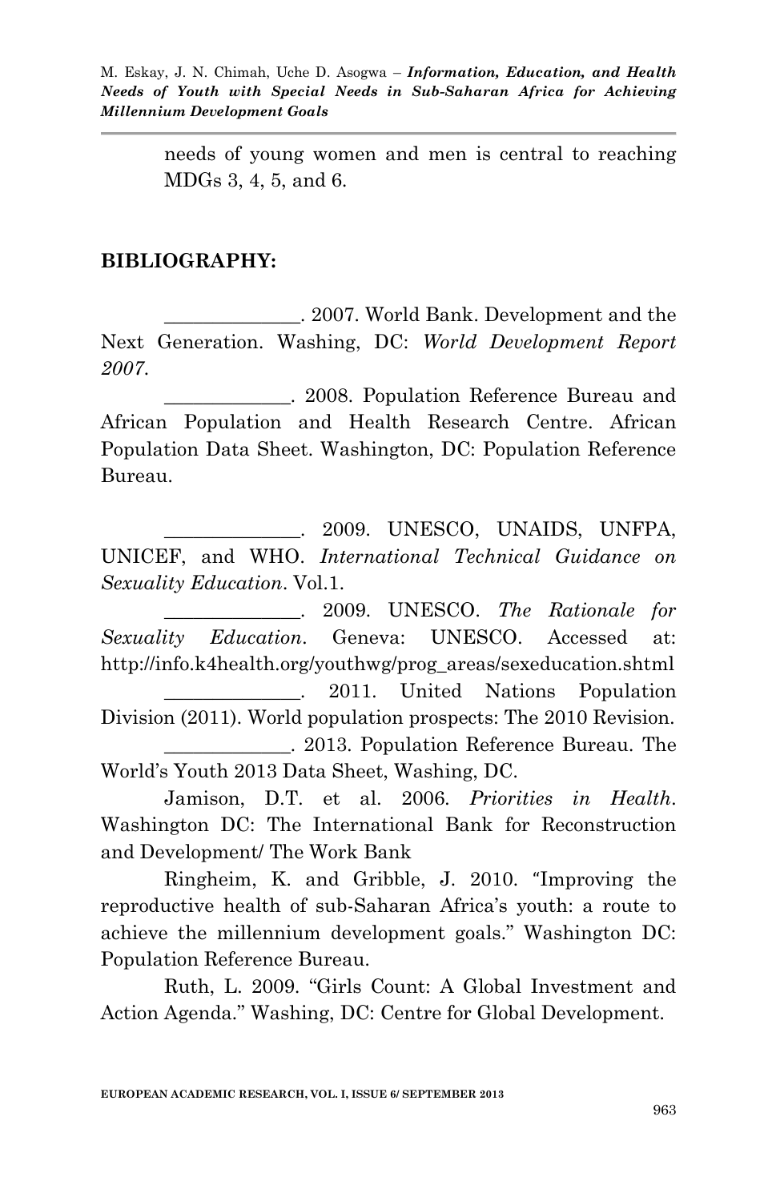needs of young women and men is central to reaching MDGs 3, 4, 5, and 6.

**BIBLIOGRAPHY:**

_____________. 2007. World Bank. Development and the Next Generation. Washing, DC: *World Development Report 2007*.

____________. 2008. Population Reference Bureau and African Population and Health Research Centre. African Population Data Sheet. Washington, DC: Population Reference Bureau.

_____________. 2009. UNESCO, UNAIDS, UNFPA, UNICEF, and WHO. *International Technical Guidance on Sexuality Education*. Vol.1.

_____________. 2009. UNESCO. *The Rationale for Sexuality Education*. Geneva: UNESCO. Accessed at: http://info.k4health.org/youthwg/prog_areas/sexeducation.shtml

_____________. 2011. United Nations Population Division (2011). World population prospects: The 2010 Revision.

____________. 2013. Population Reference Bureau. The World's Youth 2013 Data Sheet, Washing, DC.

Jamison, D.T. et al. 2006. *Priorities in Health*. Washington DC: The International Bank for Reconstruction and Development/ The Work Bank

Ringheim, K. and Gribble, J. 2010. "Improving the reproductive health of sub-Saharan Africa's youth: a route to achieve the millennium development goals." Washington DC: Population Reference Bureau.

Ruth, L. 2009. "Girls Count: A Global Investment and Action Agenda." Washing, DC: Centre for Global Development.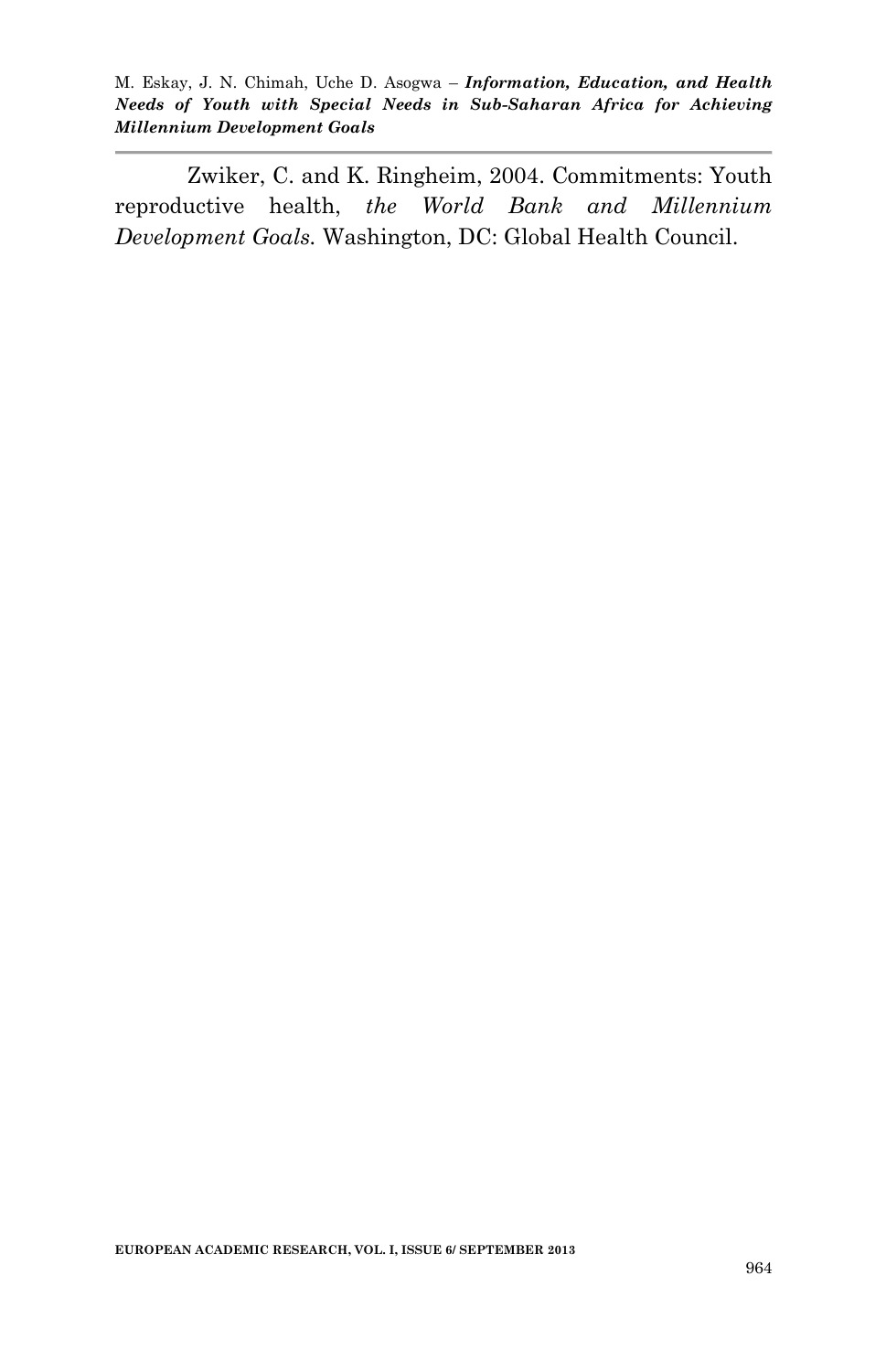Zwiker, C. and K. Ringheim, 2004. Commitments: Youth reproductive health, *the World Bank and Millennium Development Goals*. Washington, DC: Global Health Council.